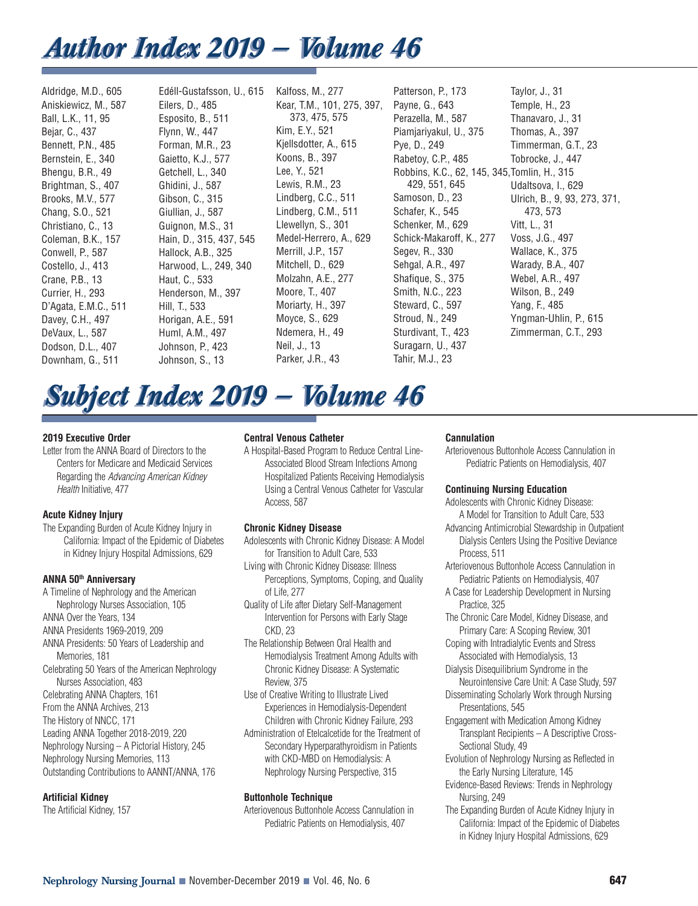# Author Index 2019 – Volume 46

Aldridge, M.D., 605
Aniskiewicz, M., 587
Ball, L.K., 11, 95
Bejar, C., 437
Bennett, P.N., 485
Bernstein, E., 340
Bhengu, B.R., 49
Brightman, S., 407
Brooks, M.V., 577
Chang, S.O., 521
Christiano, C., 13
Coleman, B.K., 157
Conwell, P., 587
Costello, J., 413
Crane, P.B., 13
Currier, H., 293
D'Agata, E.M.C., 511
Davey, C.H., 497
DeVaux, L., 587
Dodson, D.L., 407
Downham, G., 511
Edéll-Gustafsson, U., 615
Eilers, D., 485
Esposito, B., 511
Flynn, W., 447
Forman, M.R., 23
Gaietto, K.J., 577
Getchell, L., 340
Ghidini, J., 587
Gibson, C., 315
Giullian, J., 587
Guignon, M.S., 31
Hain, D., 315, 437, 545
Hallock, A.B., 325
Harwood, L., 249, 340
Haut, C., 533
Henderson, M., 397
Hill, T., 533
Horigan, A.E., 591
Huml, A.M., 497
Johnson, P., 423
Johnson, S., 13
Kalfoss, M., 277
Kear, T.M., 101, 275, 397, 373, 475, 575
Kim, E.Y., 521
Kjellsdotter, A., 615
Koons, B., 397
Lee, Y., 521
Lewis, R.M., 23
Lindberg, C.C., 511
Lindberg, C.M., 511
Llewellyn, S., 301
Medel-Herrero, A., 629
Merrill, J.P., 157
Mitchell, D., 629
Molzahn, A.E., 277
Moore, T., 407
Moriarty, H., 397
Moyce, S., 629
Ndemera, H., 49
Neil, J., 13
Parker, J.R., 43
Patterson, P., 173
Payne, G., 643
Perazella, M., 587
Piamjariyakul, U., 375
Pye, D., 249
Rabetoy, C.P., 485
Robbins, K.C., 62, 145, 345, 429, 551, 645
Samoson, D., 23
Schafer, K., 545
Schenker, M., 629
Schick-Makaroff, K., 277
Segev, R., 330
Sehgal, A.R., 497
Shafique, S., 375
Smith, N.C., 223
Steward, C., 597
Stroud, N., 249
Sturdivant, T., 423
Suragarn, U., 437
Tahir, M.J., 23
Taylor, J., 31
Temple, H., 23
Thanavaro, J., 31
Thomas, A., 397
Timmerman, G.T., 23
Tobrocke, J., 447
Tomlin, H., 315
Udaltsova, I., 629
Ulrich, B., 9, 93, 273, 371, 473, 573
Vitt, L., 31
Voss, J.G., 497
Wallace, K., 375
Warady, B.A., 407
Webel, A.R., 497
Wilson, B., 249
Yang, F., 485
Yngman-Uhlin, P., 615
Zimmerman, C.T., 293

# Subject Index 2019 – Volume 46

**2019 Executive Order**

Letter from the ANNA Board of Directors to the Centers for Medicare and Medicaid Services Regarding the *Advancing American Kidney Health* Initiative, 477

**Acute Kidney Injury**

The Expanding Burden of Acute Kidney Injury in California: Impact of the Epidemic of Diabetes in Kidney Injury Hospital Admissions, 629

**ANNA 50th Anniversary**

A Timeline of Nephrology and the American Nephrology Nurses Association, 105
ANNA Over the Years, 134
ANNA Presidents 1969-2019, 209
ANNA Presidents: 50 Years of Leadership and Memories, 181
Celebrating 50 Years of the American Nephrology Nurses Association, 483
Celebrating ANNA Chapters, 161
From the ANNA Archives, 213
The History of NNCC, 171
Leading ANNA Together 2018-2019, 220
Nephrology Nursing – A Pictorial History, 245
Nephrology Nursing Memories, 113
Outstanding Contributions to AANNT/ANNA, 176

**Artificial Kidney**

The Artificial Kidney, 157

**Central Venous Catheter**

A Hospital-Based Program to Reduce Central Line-Associated Blood Stream Infections Among Hospitalized Patients Receiving Hemodialysis Using a Central Venous Catheter for Vascular Access, 587

**Chronic Kidney Disease**

Adolescents with Chronic Kidney Disease: A Model for Transition to Adult Care, 533
Living with Chronic Kidney Disease: Illness Perceptions, Symptoms, Coping, and Quality of Life, 277
Quality of Life after Dietary Self-Management Intervention for Persons with Early Stage CKD, 23
The Relationship Between Oral Health and Hemodialysis Treatment Among Adults with Chronic Kidney Disease: A Systematic Review, 375
Use of Creative Writing to Illustrate Lived Experiences in Hemodialysis-Dependent Children with Chronic Kidney Failure, 293
Administration of Etelcalcetide for the Treatment of Secondary Hyperparathyroidism in Patients with CKD-MBD on Hemodialysis: A Nephrology Nursing Perspective, 315

**Buttonhole Technique**

Arteriovenous Buttonhole Access Cannulation in Pediatric Patients on Hemodialysis, 407

**Cannulation**

Arteriovenous Buttonhole Access Cannulation in Pediatric Patients on Hemodialysis, 407

**Continuing Nursing Education**

Adolescents with Chronic Kidney Disease: A Model for Transition to Adult Care, 533
Advancing Antimicrobial Stewardship in Outpatient Dialysis Centers Using the Positive Deviance Process, 511
Arteriovenous Buttonhole Access Cannulation in Pediatric Patients on Hemodialysis, 407
A Case for Leadership Development in Nursing Practice, 325
The Chronic Care Model, Kidney Disease, and Primary Care: A Scoping Review, 301
Coping with Intradialytic Events and Stress Associated with Hemodialysis, 13
Dialysis Disequilibrium Syndrome in the Neurointensive Care Unit: A Case Study, 597
Disseminating Scholarly Work through Nursing Presentations, 545
Engagement with Medication Among Kidney Transplant Recipients – A Descriptive Cross-Sectional Study, 49
Evolution of Nephrology Nursing as Reflected in the Early Nursing Literature, 145
Evidence-Based Reviews: Trends in Nephrology Nursing, 249
The Expanding Burden of Acute Kidney Injury in California: Impact of the Epidemic of Diabetes in Kidney Injury Hospital Admissions, 629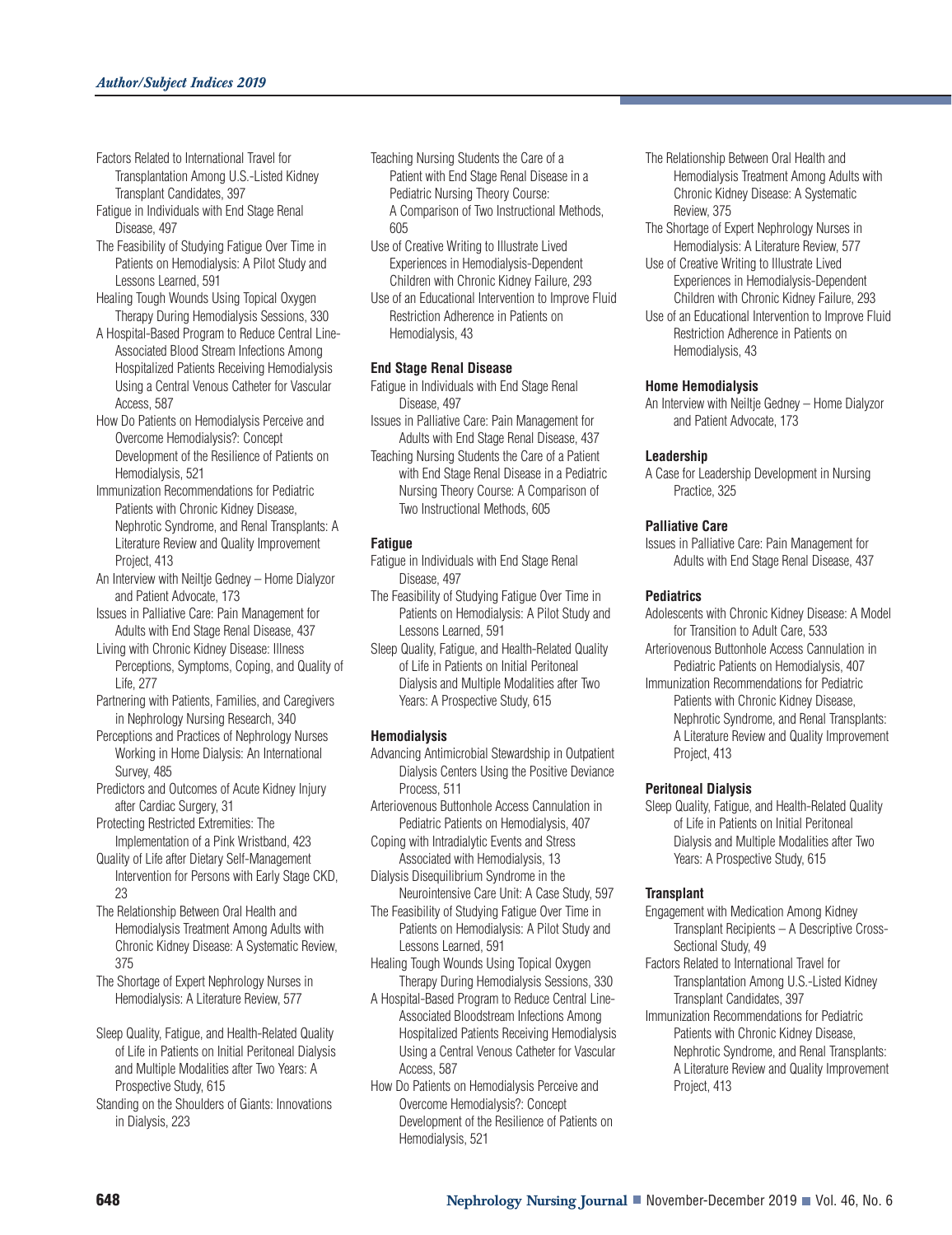Factors Related to International Travel for Transplantation Among U.S.-Listed Kidney Transplant Candidates, 397

Fatigue in Individuals with End Stage Renal Disease, 497

The Feasibility of Studying Fatigue Over Time in Patients on Hemodialysis: A Pilot Study and Lessons Learned, 591

Healing Tough Wounds Using Topical Oxygen Therapy During Hemodialysis Sessions, 330

A Hospital-Based Program to Reduce Central Line-Associated Blood Stream Infections Among Hospitalized Patients Receiving Hemodialysis Using a Central Venous Catheter for Vascular Access, 587

How Do Patients on Hemodialysis Perceive and Overcome Hemodialysis?: Concept Development of the Resilience of Patients on Hemodialysis, 521

Immunization Recommendations for Pediatric Patients with Chronic Kidney Disease, Nephrotic Syndrome, and Renal Transplants: A Literature Review and Quality Improvement Project, 413

An Interview with Neiltje Gedney – Home Dialyzor and Patient Advocate, 173

Issues in Palliative Care: Pain Management for Adults with End Stage Renal Disease, 437

Living with Chronic Kidney Disease: Illness Perceptions, Symptoms, Coping, and Quality of Life, 277

Partnering with Patients, Families, and Caregivers in Nephrology Nursing Research, 340

Perceptions and Practices of Nephrology Nurses Working in Home Dialysis: An International Survey, 485

Predictors and Outcomes of Acute Kidney Injury after Cardiac Surgery, 31

Protecting Restricted Extremities: The Implementation of a Pink Wristband, 423

Quality of Life after Dietary Self-Management Intervention for Persons with Early Stage CKD, 23

The Relationship Between Oral Health and Hemodialysis Treatment Among Adults with Chronic Kidney Disease: A Systematic Review, 375

The Shortage of Expert Nephrology Nurses in Hemodialysis: A Literature Review, 577

Sleep Quality, Fatigue, and Health-Related Quality of Life in Patients on Initial Peritoneal Dialysis and Multiple Modalities after Two Years: A Prospective Study, 615

Standing on the Shoulders of Giants: Innovations in Dialysis, 223

Teaching Nursing Students the Care of a Patient with End Stage Renal Disease in a Pediatric Nursing Theory Course: A Comparison of Two Instructional Methods, 605

Use of Creative Writing to Illustrate Lived Experiences in Hemodialysis-Dependent Children with Chronic Kidney Failure, 293

Use of an Educational Intervention to Improve Fluid Restriction Adherence in Patients on Hemodialysis, 43

### End Stage Renal Disease

Fatigue in Individuals with End Stage Renal Disease, 497

Issues in Palliative Care: Pain Management for Adults with End Stage Renal Disease, 437

Teaching Nursing Students the Care of a Patient with End Stage Renal Disease in a Pediatric Nursing Theory Course: A Comparison of Two Instructional Methods, 605

### Fatigue

Fatigue in Individuals with End Stage Renal Disease, 497

The Feasibility of Studying Fatigue Over Time in Patients on Hemodialysis: A Pilot Study and Lessons Learned, 591

Sleep Quality, Fatigue, and Health-Related Quality of Life in Patients on Initial Peritoneal Dialysis and Multiple Modalities after Two Years: A Prospective Study, 615

### Hemodialysis

Advancing Antimicrobial Stewardship in Outpatient Dialysis Centers Using the Positive Deviance Process, 511

Arteriovenous Buttonhole Access Cannulation in Pediatric Patients on Hemodialysis, 407

Coping with Intradialytic Events and Stress Associated with Hemodialysis, 13

Dialysis Disequilibrium Syndrome in the Neurointensive Care Unit: A Case Study, 597

The Feasibility of Studying Fatigue Over Time in Patients on Hemodialysis: A Pilot Study and Lessons Learned, 591

Healing Tough Wounds Using Topical Oxygen Therapy During Hemodialysis Sessions, 330

A Hospital-Based Program to Reduce Central Line-Associated Bloodstream Infections Among Hospitalized Patients Receiving Hemodialysis Using a Central Venous Catheter for Vascular Access, 587

How Do Patients on Hemodialysis Perceive and Overcome Hemodialysis?: Concept Development of the Resilience of Patients on Hemodialysis, 521

The Relationship Between Oral Health and Hemodialysis Treatment Among Adults with Chronic Kidney Disease: A Systematic Review, 375

The Shortage of Expert Nephrology Nurses in Hemodialysis: A Literature Review, 577

Use of Creative Writing to Illustrate Lived Experiences in Hemodialysis-Dependent Children with Chronic Kidney Failure, 293

Use of an Educational Intervention to Improve Fluid Restriction Adherence in Patients on Hemodialysis, 43

### Home Hemodialysis

An Interview with Neiltje Gedney – Home Dialyzor and Patient Advocate, 173

### Leadership

A Case for Leadership Development in Nursing Practice, 325

### Palliative Care

Issues in Palliative Care: Pain Management for Adults with End Stage Renal Disease, 437

### Pediatrics

Adolescents with Chronic Kidney Disease: A Model for Transition to Adult Care, 533

Arteriovenous Buttonhole Access Cannulation in Pediatric Patients on Hemodialysis, 407

Immunization Recommendations for Pediatric Patients with Chronic Kidney Disease, Nephrotic Syndrome, and Renal Transplants: A Literature Review and Quality Improvement Project, 413

### Peritoneal Dialysis

Sleep Quality, Fatigue, and Health-Related Quality of Life in Patients on Initial Peritoneal Dialysis and Multiple Modalities after Two Years: A Prospective Study, 615

### Transplant

Engagement with Medication Among Kidney Transplant Recipients – A Descriptive Cross-Sectional Study, 49

Factors Related to International Travel for Transplantation Among U.S.-Listed Kidney Transplant Candidates, 397

Immunization Recommendations for Pediatric Patients with Chronic Kidney Disease, Nephrotic Syndrome, and Renal Transplants: A Literature Review and Quality Improvement Project, 413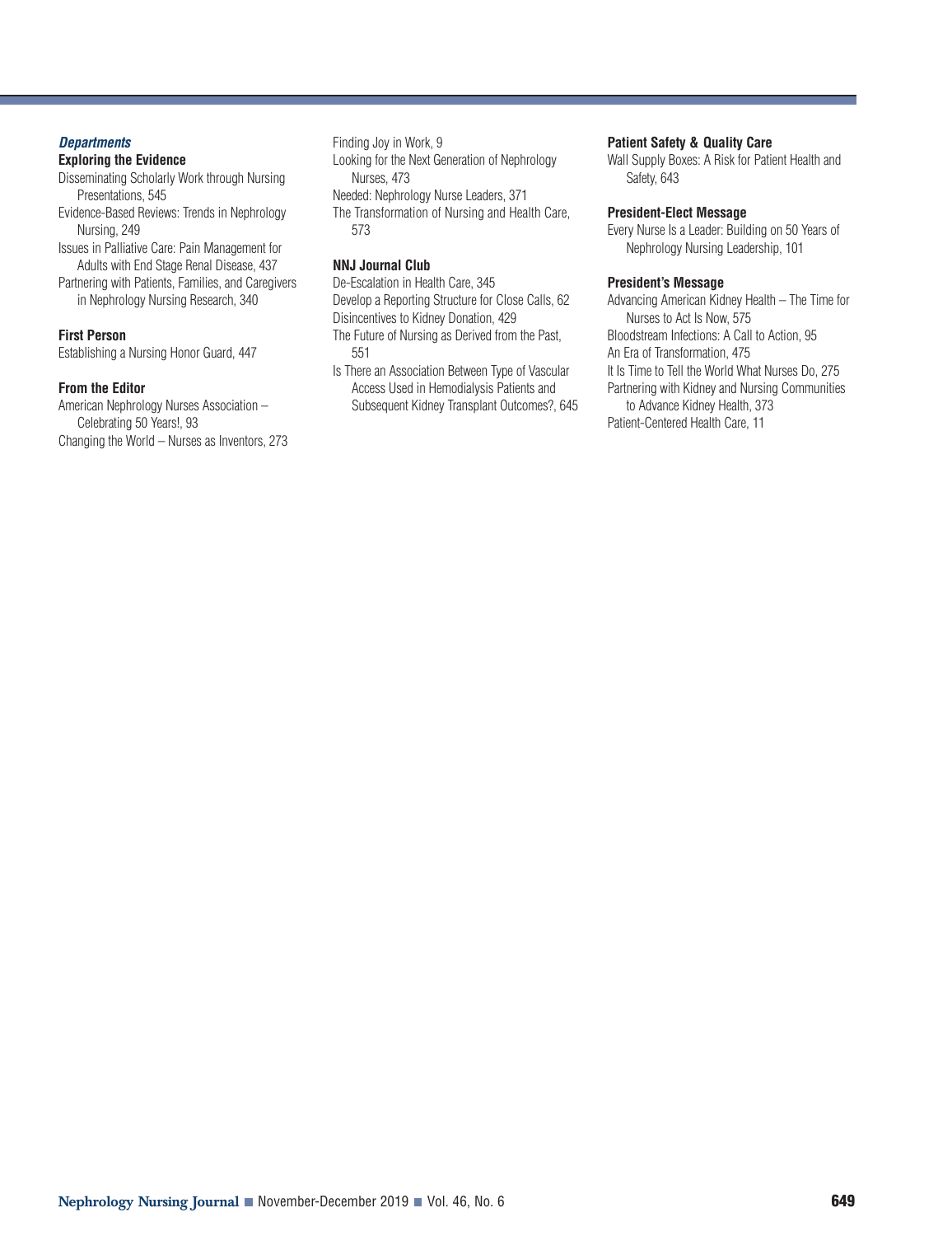***Departments***

**Exploring the Evidence**

Disseminating Scholarly Work through Nursing Presentations, 545

Evidence-Based Reviews: Trends in Nephrology Nursing, 249

Issues in Palliative Care: Pain Management for Adults with End Stage Renal Disease, 437

Partnering with Patients, Families, and Caregivers in Nephrology Nursing Research, 340

**First Person**

Establishing a Nursing Honor Guard, 447

**From the Editor**

American Nephrology Nurses Association – Celebrating 50 Years!, 93

Changing the World – Nurses as Inventors, 273

Finding Joy in Work, 9

Looking for the Next Generation of Nephrology Nurses, 473

Needed: Nephrology Nurse Leaders, 371

The Transformation of Nursing and Health Care, 573

**NNJ Journal Club**

De-Escalation in Health Care, 345

Develop a Reporting Structure for Close Calls, 62

Disincentives to Kidney Donation, 429

The Future of Nursing as Derived from the Past, 551

Is There an Association Between Type of Vascular Access Used in Hemodialysis Patients and Subsequent Kidney Transplant Outcomes?, 645

**Patient Safety & Quality Care**

Wall Supply Boxes: A Risk for Patient Health and Safety, 643

**President-Elect Message**

Every Nurse Is a Leader: Building on 50 Years of Nephrology Nursing Leadership, 101

**President's Message**

Advancing American Kidney Health – The Time for Nurses to Act Is Now, 575

Bloodstream Infections: A Call to Action, 95

An Era of Transformation, 475

It Is Time to Tell the World What Nurses Do, 275

Partnering with Kidney and Nursing Communities to Advance Kidney Health, 373

Patient-Centered Health Care, 11